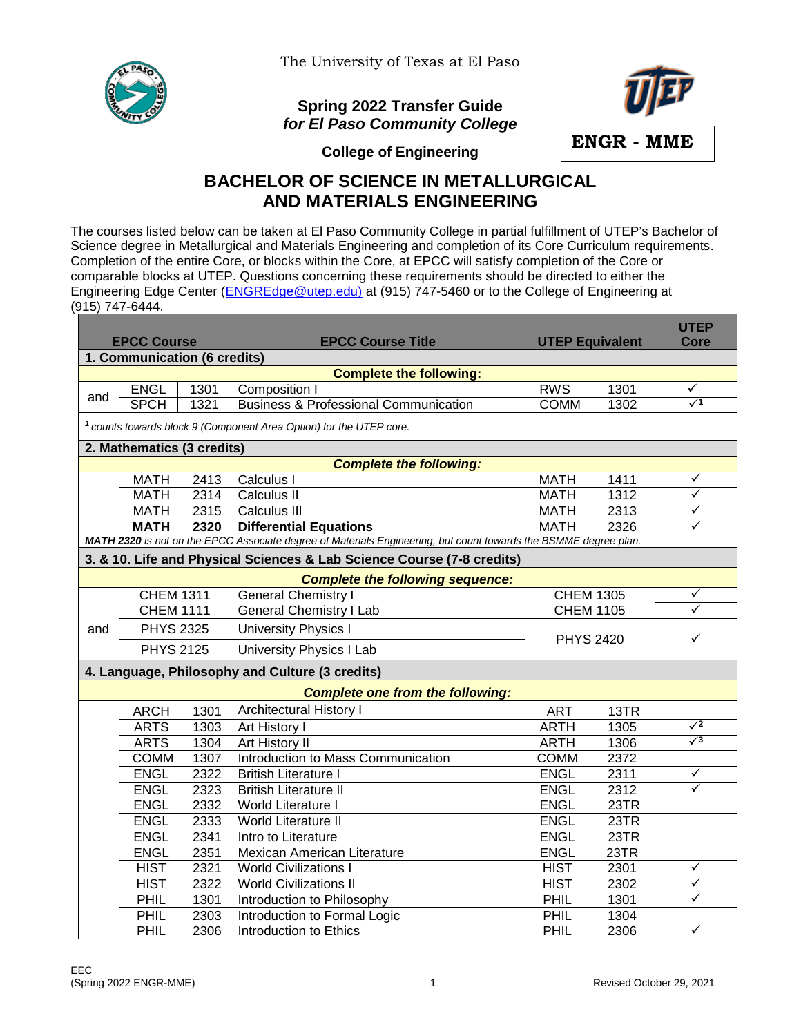The University of Texas at El Paso

**Spring 2022 Transfer Guide**
***for El Paso Community College***

**College of Engineering**

**ENGR - MME**

# BACHELOR OF SCIENCE IN METALLURGICAL AND MATERIALS ENGINEERING

The courses listed below can be taken at El Paso Community College in partial fulfillment of UTEP's Bachelor of Science degree in Metallurgical and Materials Engineering and completion of its Core Curriculum requirements. Completion of the entire Core, or blocks within the Core, at EPCC will satisfy completion of the Core or comparable blocks at UTEP. Questions concerning these requirements should be directed to either the Engineering Edge Center (ENGREdge@utep.edu) at (915) 747-5460 or to the College of Engineering at (915) 747-6444.

| | EPCC Course | | EPCC Course Title | UTEP Equivalent | | UTEP Core |
|---|---|---|---|---|---|---|
| **1. Communication (6 credits)** | | | | | | |
| | | | **Complete the following:** | | | |
| and | ENGL | 1301 | Composition I | RWS | 1301 | ✓ |
| | SPCH | 1321 | Business & Professional Communication | COMM | 1302 | ✓[1] |
| *[1] counts towards block 9 (Component Area Option) for the UTEP core.* | | | | | | |
| **2. Mathematics (3 credits)** | | | | | | |
| | | | ***Complete the following:*** | | | |
| | MATH | 2413 | Calculus I | MATH | 1411 | ✓ |
| | MATH | 2314 | Calculus II | MATH | 1312 | ✓ |
| | MATH | 2315 | Calculus III | MATH | 2313 | ✓ |
| | **MATH** | **2320** | **Differential Equations** | MATH | 2326 | ✓ |
| ***MATH 2320** is not on the EPCC Associate degree of Materials Engineering, but count towards the BSMME degree plan.* | | | | | | |
| **3. & 10. Life and Physical Sciences & Lab Science Course (7-8 credits)** | | | | | | |
| | | | ***Complete the following sequence:*** | | | |
| | CHEM 1311 | | General Chemistry I | CHEM 1305 | | ✓ |
| | CHEM 1111 | | General Chemistry I Lab | CHEM 1105 | | ✓ |
| and | PHYS 2325 | | University Physics I | PHYS 2420 | | ✓ |
| | PHYS 2125 | | University Physics I Lab | | | |
| **4. Language, Philosophy and Culture (3 credits)** | | | | | | |
| | | | ***Complete one from the following:*** | | | |
| | ARCH | 1301 | Architectural History I | ART | 13TR | |
| | ARTS | 1303 | Art History I | ARTH | 1305 | ✓[2] |
| | ARTS | 1304 | Art History II | ARTH | 1306 | ✓[3] |
| | COMM | 1307 | Introduction to Mass Communication | COMM | 2372 | |
| | ENGL | 2322 | British Literature I | ENGL | 2311 | ✓ |
| | ENGL | 2323 | British Literature II | ENGL | 2312 | ✓ |
| | ENGL | 2332 | World Literature I | ENGL | 23TR | |
| | ENGL | 2333 | World Literature II | ENGL | 23TR | |
| | ENGL | 2341 | Intro to Literature | ENGL | 23TR | |
| | ENGL | 2351 | Mexican American Literature | ENGL | 23TR | |
| | HIST | 2321 | World Civilizations I | HIST | 2301 | ✓ |
| | HIST | 2322 | World Civilizations II | HIST | 2302 | ✓ |
| | PHIL | 1301 | Introduction to Philosophy | PHIL | 1301 | ✓ |
| | PHIL | 2303 | Introduction to Formal Logic | PHIL | 1304 | |
| | PHIL | 2306 | Introduction to Ethics | PHIL | 2306 | ✓ |

EEC
(Spring 2022 ENGR-MME)

Revised October 29, 2021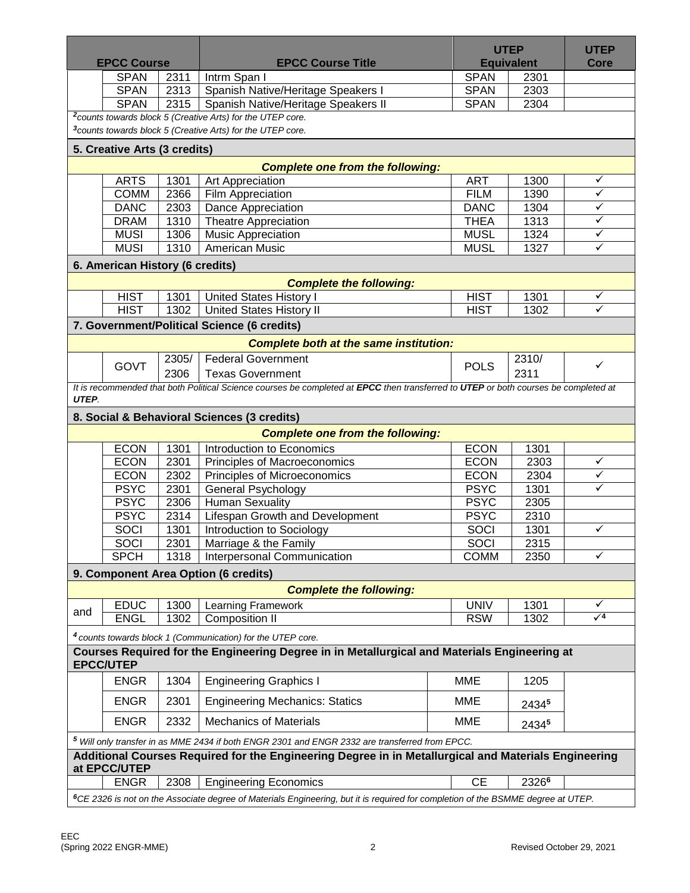| | EPCC Course | | EPCC Course Title | UTEP Equivalent | | UTEP Core |
|---|---|---|---|---|---|---|
| | SPAN | 2311 | Intrm Span I | SPAN | 2301 | |
| | SPAN | 2313 | Spanish Native/Heritage Speakers I | SPAN | 2303 | |
| | SPAN | 2315 | Spanish Native/Heritage Speakers II | SPAN | 2304 | |

*[2]counts towards block 5 (Creative Arts) for the UTEP core.*
*[3]counts towards block 5 (Creative Arts) for the UTEP core.*

## 5. Creative Arts (3 credits)

***Complete one from the following:***

| | EPCC Course | | EPCC Course Title | UTEP Equivalent | | UTEP Core |
|---|---|---|---|---|---|---|
| | ARTS | 1301 | Art Appreciation | ART | 1300 | ✓ |
| | COMM | 2366 | Film Appreciation | FILM | 1390 | ✓ |
| | DANC | 2303 | Dance Appreciation | DANC | 1304 | ✓ |
| | DRAM | 1310 | Theatre Appreciation | THEA | 1313 | ✓ |
| | MUSI | 1306 | Music Appreciation | MUSL | 1324 | ✓ |
| | MUSI | 1310 | American Music | MUSL | 1327 | ✓ |

## 6. American History (6 credits)

***Complete the following:***

| | EPCC Course | | EPCC Course Title | UTEP Equivalent | | UTEP Core |
|---|---|---|---|---|---|---|
| | HIST | 1301 | United States History I | HIST | 1301 | ✓ |
| | HIST | 1302 | United States History II | HIST | 1302 | ✓ |

## 7. Government/Political Science (6 credits)

***Complete both at the same institution:***

| | EPCC Course | | EPCC Course Title | UTEP Equivalent | | UTEP Core |
|---|---|---|---|---|---|---|
| | GOVT | 2305/ 2306 | Federal Government<br>Texas Government | POLS | 2310/ 2311 | ✓ |

*It is recommended that both Political Science courses be completed at **EPCC** then transferred to **UTEP** or both courses be completed at **UTEP**.*

## 8. Social & Behavioral Sciences (3 credits)

***Complete one from the following:***

| | EPCC Course | | EPCC Course Title | UTEP Equivalent | | UTEP Core |
|---|---|---|---|---|---|---|
| | ECON | 1301 | Introduction to Economics | ECON | 1301 | |
| | ECON | 2301 | Principles of Macroeconomics | ECON | 2303 | ✓ |
| | ECON | 2302 | Principles of Microeconomics | ECON | 2304 | ✓ |
| | PSYC | 2301 | General Psychology | PSYC | 1301 | ✓ |
| | PSYC | 2306 | Human Sexuality | PSYC | 2305 | |
| | PSYC | 2314 | Lifespan Growth and Development | PSYC | 2310 | |
| | SOCI | 1301 | Introduction to Sociology | SOCI | 1301 | ✓ |
| | SOCI | 2301 | Marriage & the Family | SOCI | 2315 | |
| | SPCH | 1318 | Interpersonal Communication | COMM | 2350 | ✓ |

## 9. Component Area Option (6 credits)

***Complete the following:***

| | EPCC Course | | EPCC Course Title | UTEP Equivalent | | UTEP Core |
|---|---|---|---|---|---|---|
| and | EDUC | 1300 | Learning Framework | UNIV | 1301 | ✓ |
| | ENGL | 1302 | Composition II | RSW | 1302 | ✓[4] |

*[4] counts towards block 1 (Communication) for the UTEP core.*

## Courses Required for the Engineering Degree in in Metallurgical and Materials Engineering at EPCC/UTEP

| | EPCC Course | | EPCC Course Title | UTEP Equivalent | | UTEP Core |
|---|---|---|---|---|---|---|
| | ENGR | 1304 | Engineering Graphics I | MME | 1205 | |
| | ENGR | 2301 | Engineering Mechanics: Statics | MME | 2434[5] | |
| | ENGR | 2332 | Mechanics of Materials | MME | 2434[5] | |

*[5] Will only transfer in as MME 2434 if both ENGR 2301 and ENGR 2332 are transferred from EPCC.*

## Additional Courses Required for the Engineering Degree in in Metallurgical and Materials Engineering at EPCC/UTEP

| | EPCC Course | | EPCC Course Title | UTEP Equivalent | | UTEP Core |
|---|---|---|---|---|---|---|
| | ENGR | 2308 | Engineering Economics | CE | 2326[6] | |

*[6]CE 2326 is not on the Associate degree of Materials Engineering, but it is required for completion of the BSMME degree at UTEP.*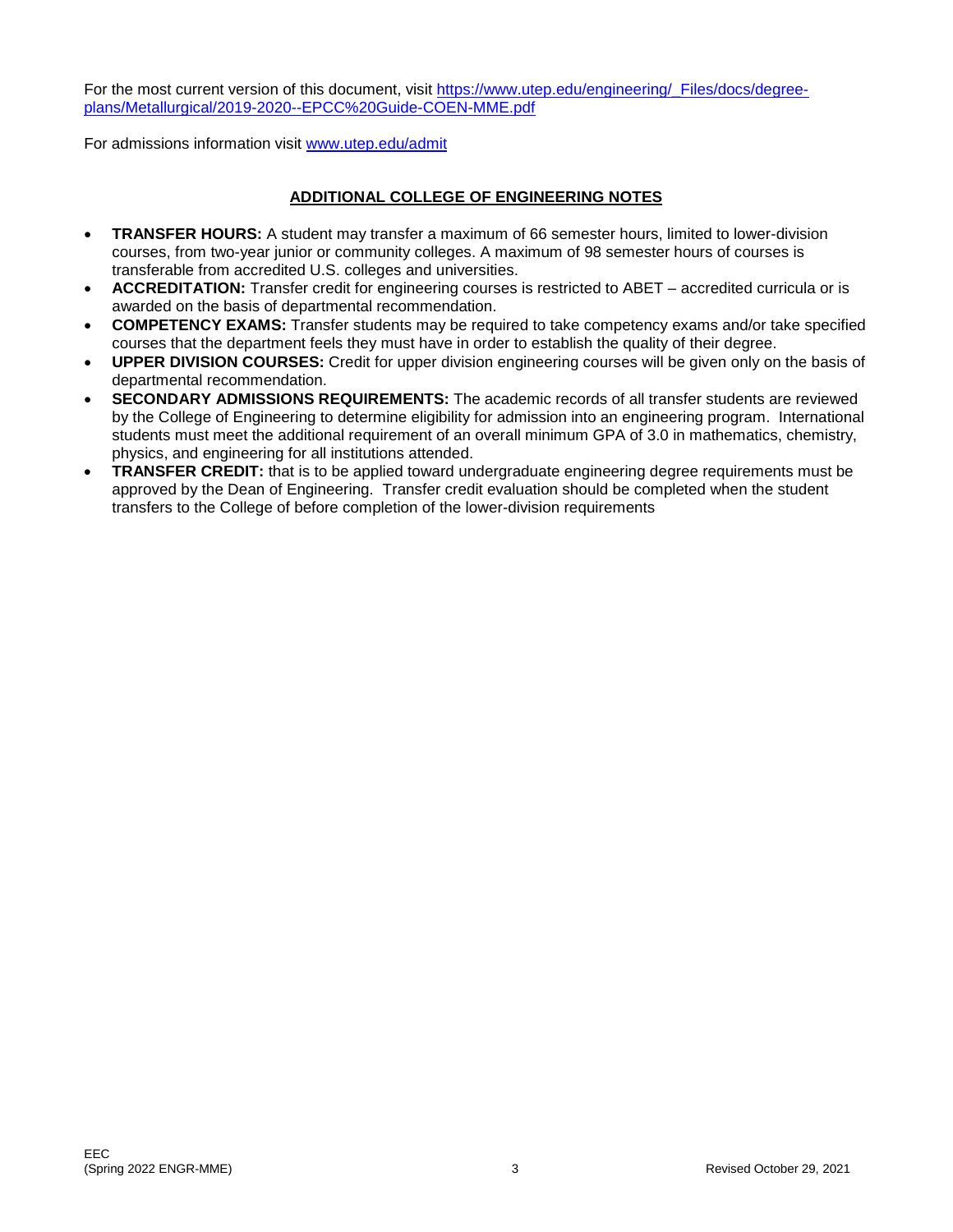For the most current version of this document, visit [https://www.utep.edu/engineering/_Files/docs/degree-plans/Metallurgical/2019-2020--EPCC%20Guide-COEN-MME.pdf](https://www.utep.edu/engineering/_Files/docs/degree-plans/Metallurgical/2019-2020--EPCC%20Guide-COEN-MME.pdf)

For admissions information visit [www.utep.edu/admit](www.utep.edu/admit)

## ADDITIONAL COLLEGE OF ENGINEERING NOTES

- **TRANSFER HOURS:** A student may transfer a maximum of 66 semester hours, limited to lower-division courses, from two-year junior or community colleges. A maximum of 98 semester hours of courses is transferable from accredited U.S. colleges and universities.
- **ACCREDITATION:** Transfer credit for engineering courses is restricted to ABET – accredited curricula or is awarded on the basis of departmental recommendation.
- **COMPETENCY EXAMS:** Transfer students may be required to take competency exams and/or take specified courses that the department feels they must have in order to establish the quality of their degree.
- **UPPER DIVISION COURSES:** Credit for upper division engineering courses will be given only on the basis of departmental recommendation.
- **SECONDARY ADMISSIONS REQUIREMENTS:** The academic records of all transfer students are reviewed by the College of Engineering to determine eligibility for admission into an engineering program. International students must meet the additional requirement of an overall minimum GPA of 3.0 in mathematics, chemistry, physics, and engineering for all institutions attended.
- **TRANSFER CREDIT:** that is to be applied toward undergraduate engineering degree requirements must be approved by the Dean of Engineering. Transfer credit evaluation should be completed when the student transfers to the College of before completion of the lower-division requirements